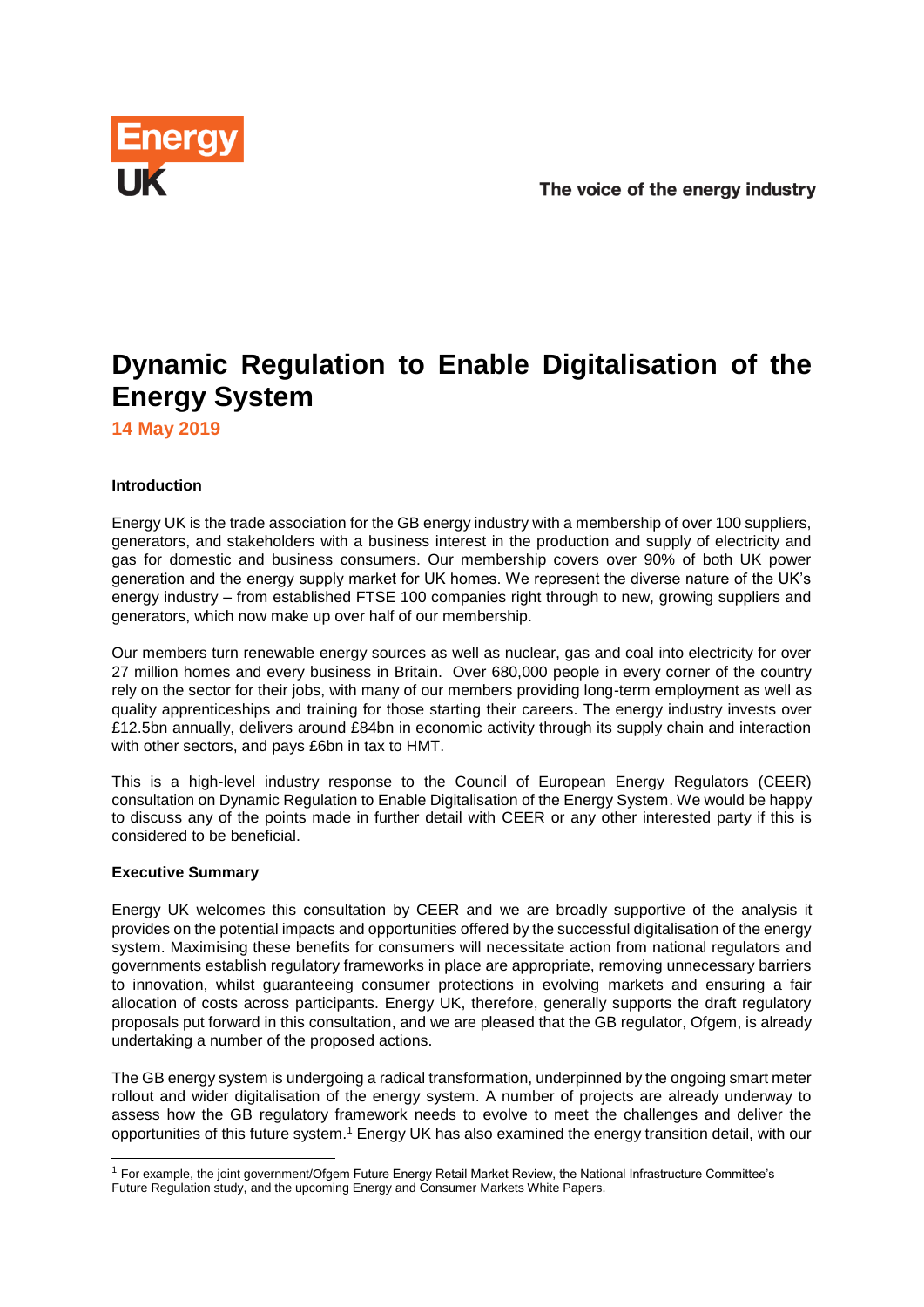# Dynamic Regulation to Enable Digitalisation of the Energy System

**14 May 2019**

**Introduction**

Energy UK is the trade association for the GB energy industry with a membership of over 100 suppliers, generators, and stakeholders with a business interest in the production and supply of electricity and gas for domestic and business consumers. Our membership covers over 90% of both UK power generation and the energy supply market for UK homes. We represent the diverse nature of the UK's energy industry – from established FTSE 100 companies right through to new, growing suppliers and generators, which now make up over half of our membership.

Our members turn renewable energy sources as well as nuclear, gas and coal into electricity for over 27 million homes and every business in Britain. Over 680,000 people in every corner of the country rely on the sector for their jobs, with many of our members providing long-term employment as well as quality apprenticeships and training for those starting their careers. The energy industry invests over £12.5bn annually, delivers around £84bn in economic activity through its supply chain and interaction with other sectors, and pays £6bn in tax to HMT.

This is a high-level industry response to the Council of European Energy Regulators (CEER) consultation on Dynamic Regulation to Enable Digitalisation of the Energy System. We would be happy to discuss any of the points made in further detail with CEER or any other interested party if this is considered to be beneficial.

**Executive Summary**

Energy UK welcomes this consultation by CEER and we are broadly supportive of the analysis it provides on the potential impacts and opportunities offered by the successful digitalisation of the energy system. Maximising these benefits for consumers will necessitate action from national regulators and governments establish regulatory frameworks in place are appropriate, removing unnecessary barriers to innovation, whilst guaranteeing consumer protections in evolving markets and ensuring a fair allocation of costs across participants. Energy UK, therefore, generally supports the draft regulatory proposals put forward in this consultation, and we are pleased that the GB regulator, Ofgem, is already undertaking a number of the proposed actions.

The GB energy system is undergoing a radical transformation, underpinned by the ongoing smart meter rollout and wider digitalisation of the energy system. A number of projects are already underway to assess how the GB regulatory framework needs to evolve to meet the challenges and deliver the opportunities of this future system.[1] Energy UK has also examined the energy transition detail, with our

[1] For example, the joint government/Ofgem Future Energy Retail Market Review, the National Infrastructure Committee's Future Regulation study, and the upcoming Energy and Consumer Markets White Papers.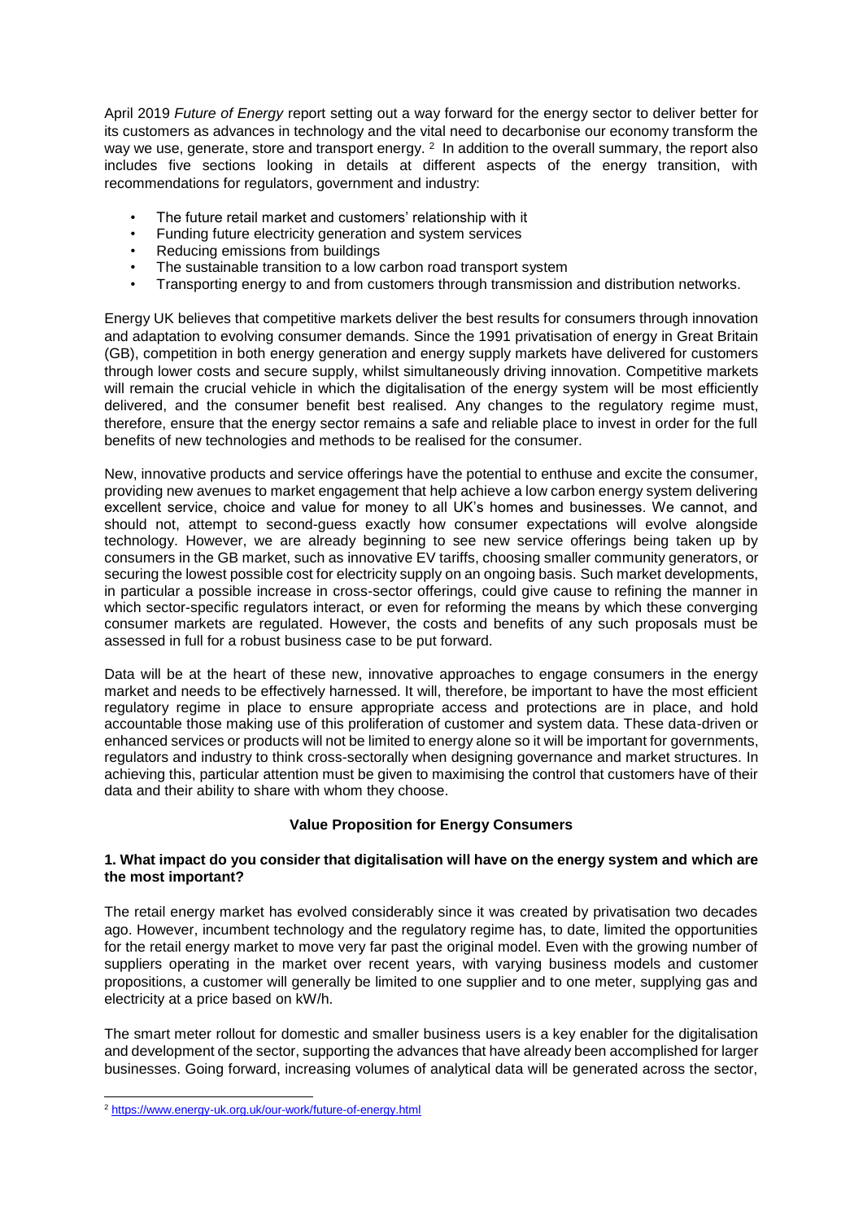April 2019 *Future of Energy* report setting out a way forward for the energy sector to deliver better for its customers as advances in technology and the vital need to decarbonise our economy transform the way we use, generate, store and transport energy. [2] In addition to the overall summary, the report also includes five sections looking in details at different aspects of the energy transition, with recommendations for regulators, government and industry:

- The future retail market and customers' relationship with it
- Funding future electricity generation and system services
- Reducing emissions from buildings
- The sustainable transition to a low carbon road transport system
- Transporting energy to and from customers through transmission and distribution networks.

Energy UK believes that competitive markets deliver the best results for consumers through innovation and adaptation to evolving consumer demands. Since the 1991 privatisation of energy in Great Britain (GB), competition in both energy generation and energy supply markets have delivered for customers through lower costs and secure supply, whilst simultaneously driving innovation. Competitive markets will remain the crucial vehicle in which the digitalisation of the energy system will be most efficiently delivered, and the consumer benefit best realised. Any changes to the regulatory regime must, therefore, ensure that the energy sector remains a safe and reliable place to invest in order for the full benefits of new technologies and methods to be realised for the consumer.

New, innovative products and service offerings have the potential to enthuse and excite the consumer, providing new avenues to market engagement that help achieve a low carbon energy system delivering excellent service, choice and value for money to all UK's homes and businesses. We cannot, and should not, attempt to second-guess exactly how consumer expectations will evolve alongside technology. However, we are already beginning to see new service offerings being taken up by consumers in the GB market, such as innovative EV tariffs, choosing smaller community generators, or securing the lowest possible cost for electricity supply on an ongoing basis. Such market developments, in particular a possible increase in cross-sector offerings, could give cause to refining the manner in which sector-specific regulators interact, or even for reforming the means by which these converging consumer markets are regulated. However, the costs and benefits of any such proposals must be assessed in full for a robust business case to be put forward.

Data will be at the heart of these new, innovative approaches to engage consumers in the energy market and needs to be effectively harnessed. It will, therefore, be important to have the most efficient regulatory regime in place to ensure appropriate access and protections are in place, and hold accountable those making use of this proliferation of customer and system data. These data-driven or enhanced services or products will not be limited to energy alone so it will be important for governments, regulators and industry to think cross-sectorally when designing governance and market structures. In achieving this, particular attention must be given to maximising the control that customers have of their data and their ability to share with whom they choose.

## Value Proposition for Energy Consumers

**1. What impact do you consider that digitalisation will have on the energy system and which are the most important?**

The retail energy market has evolved considerably since it was created by privatisation two decades ago. However, incumbent technology and the regulatory regime has, to date, limited the opportunities for the retail energy market to move very far past the original model. Even with the growing number of suppliers operating in the market over recent years, with varying business models and customer propositions, a customer will generally be limited to one supplier and to one meter, supplying gas and electricity at a price based on kW/h.

The smart meter rollout for domestic and smaller business users is a key enabler for the digitalisation and development of the sector, supporting the advances that have already been accomplished for larger businesses. Going forward, increasing volumes of analytical data will be generated across the sector,

---

[2] https://www.energy-uk.org.uk/our-work/future-of-energy.html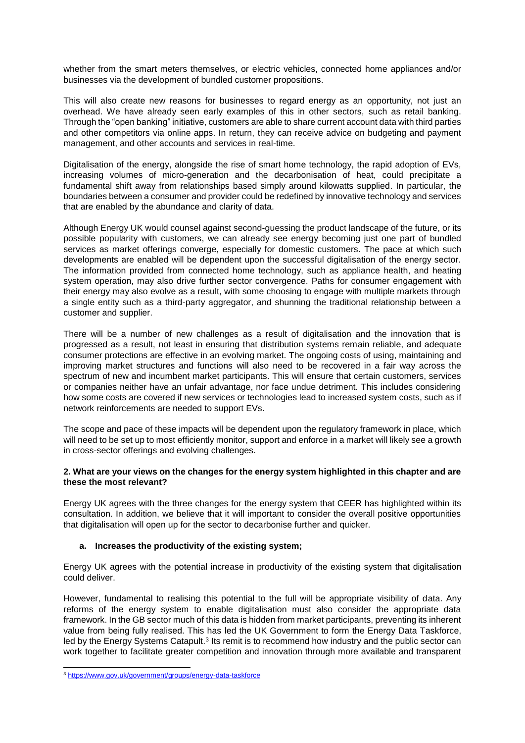whether from the smart meters themselves, or electric vehicles, connected home appliances and/or businesses via the development of bundled customer propositions.

This will also create new reasons for businesses to regard energy as an opportunity, not just an overhead. We have already seen early examples of this in other sectors, such as retail banking. Through the "open banking" initiative, customers are able to share current account data with third parties and other competitors via online apps. In return, they can receive advice on budgeting and payment management, and other accounts and services in real-time.

Digitalisation of the energy, alongside the rise of smart home technology, the rapid adoption of EVs, increasing volumes of micro-generation and the decarbonisation of heat, could precipitate a fundamental shift away from relationships based simply around kilowatts supplied. In particular, the boundaries between a consumer and provider could be redefined by innovative technology and services that are enabled by the abundance and clarity of data.

Although Energy UK would counsel against second-guessing the product landscape of the future, or its possible popularity with customers, we can already see energy becoming just one part of bundled services as market offerings converge, especially for domestic customers. The pace at which such developments are enabled will be dependent upon the successful digitalisation of the energy sector. The information provided from connected home technology, such as appliance health, and heating system operation, may also drive further sector convergence. Paths for consumer engagement with their energy may also evolve as a result, with some choosing to engage with multiple markets through a single entity such as a third-party aggregator, and shunning the traditional relationship between a customer and supplier.

There will be a number of new challenges as a result of digitalisation and the innovation that is progressed as a result, not least in ensuring that distribution systems remain reliable, and adequate consumer protections are effective in an evolving market. The ongoing costs of using, maintaining and improving market structures and functions will also need to be recovered in a fair way across the spectrum of new and incumbent market participants. This will ensure that certain customers, services or companies neither have an unfair advantage, nor face undue detriment. This includes considering how some costs are covered if new services or technologies lead to increased system costs, such as if network reinforcements are needed to support EVs.

The scope and pace of these impacts will be dependent upon the regulatory framework in place, which will need to be set up to most efficiently monitor, support and enforce in a market will likely see a growth in cross-sector offerings and evolving challenges.

**2. What are your views on the changes for the energy system highlighted in this chapter and are these the most relevant?**

Energy UK agrees with the three changes for the energy system that CEER has highlighted within its consultation. In addition, we believe that it will important to consider the overall positive opportunities that digitalisation will open up for the sector to decarbonise further and quicker.

**a. Increases the productivity of the existing system;**

Energy UK agrees with the potential increase in productivity of the existing system that digitalisation could deliver.

However, fundamental to realising this potential to the full will be appropriate visibility of data. Any reforms of the energy system to enable digitalisation must also consider the appropriate data framework. In the GB sector much of this data is hidden from market participants, preventing its inherent value from being fully realised. This has led the UK Government to form the Energy Data Taskforce, led by the Energy Systems Catapult.[3] Its remit is to recommend how industry and the public sector can work together to facilitate greater competition and innovation through more available and transparent

[3] https://www.gov.uk/government/groups/energy-data-taskforce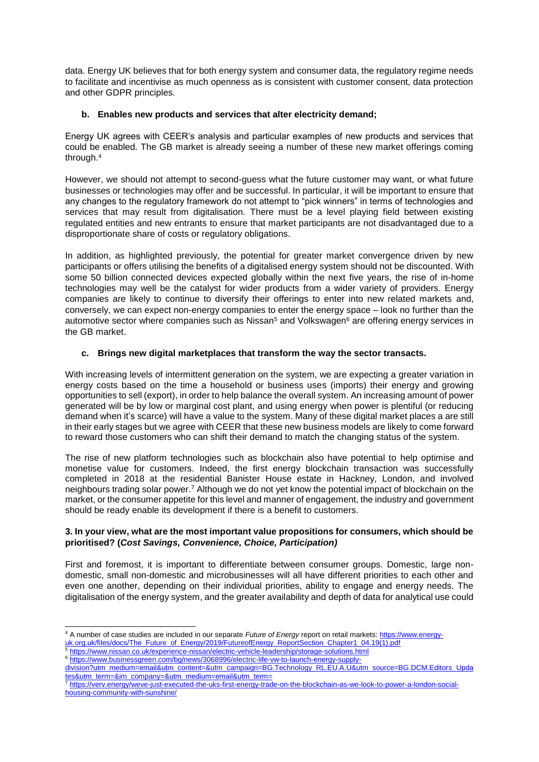data. Energy UK believes that for both energy system and consumer data, the regulatory regime needs to facilitate and incentivise as much openness as is consistent with customer consent, data protection and other GDPR principles.

**b. Enables new products and services that alter electricity demand;**

Energy UK agrees with CEER's analysis and particular examples of new products and services that could be enabled. The GB market is already seeing a number of these new market offerings coming through.[4]

However, we should not attempt to second-guess what the future customer may want, or what future businesses or technologies may offer and be successful. In particular, it will be important to ensure that any changes to the regulatory framework do not attempt to "pick winners" in terms of technologies and services that may result from digitalisation. There must be a level playing field between existing regulated entities and new entrants to ensure that market participants are not disadvantaged due to a disproportionate share of costs or regulatory obligations.

In addition, as highlighted previously, the potential for greater market convergence driven by new participants or offers utilising the benefits of a digitalised energy system should not be discounted. With some 50 billion connected devices expected globally within the next five years, the rise of in-home technologies may well be the catalyst for wider products from a wider variety of providers. Energy companies are likely to continue to diversify their offerings to enter into new related markets and, conversely, we can expect non-energy companies to enter the energy space – look no further than the automotive sector where companies such as Nissan[5] and Volkswagen[6] are offering energy services in the GB market.

**c. Brings new digital marketplaces that transform the way the sector transacts.**

With increasing levels of intermittent generation on the system, we are expecting a greater variation in energy costs based on the time a household or business uses (imports) their energy and growing opportunities to sell (export), in order to help balance the overall system. An increasing amount of power generated will be by low or marginal cost plant, and using energy when power is plentiful (or reducing demand when it's scarce) will have a value to the system. Many of these digital market places a are still in their early stages but we agree with CEER that these new business models are likely to come forward to reward those customers who can shift their demand to match the changing status of the system.

The rise of new platform technologies such as blockchain also have potential to help optimise and monetise value for customers. Indeed, the first energy blockchain transaction was successfully completed in 2018 at the residential Banister House estate in Hackney, London, and involved neighbours trading solar power.[7] Although we do not yet know the potential impact of blockchain on the market, or the consumer appetite for this level and manner of engagement, the industry and government should be ready enable its development if there is a benefit to customers.

**3. In your view, what are the most important value propositions for consumers, which should be prioritised? (*Cost Savings, Convenience, Choice, Participation)***

First and foremost, it is important to differentiate between consumer groups. Domestic, large non-domestic, small non-domestic and microbusinesses will all have different priorities to each other and even one another, depending on their individual priorities, ability to engage and energy needs. The digitalisation of the energy system, and the greater availability and depth of data for analytical use could

---

[4] A number of case studies are included in our separate *Future of Energy* report on retail markets: https://www.energy-uk.org.uk/files/docs/The_Future_of_Energy/2019/FutureofEnergy_ReportSection_Chapter1_04.19(1).pdf

[5] https://www.nissan.co.uk/experience-nissan/electric-vehicle-leadership/storage-solutions.html

[6] https://www.businessgreen.com/bg/news/3068996/electric-life-vw-to-launch-energy-supply-division?utm_medium=email&utm_content=&utm_campaign=BG.Technology_RL.EU.A.U&utm_source=BG.DCM.Editors_Updates&utm_term=&im_company=&utm_medium=email&utm_term=

[7] https://verv.energy/weve-just-executed-the-uks-first-energy-trade-on-the-blockchain-as-we-look-to-power-a-london-social-housing-community-with-sunshine/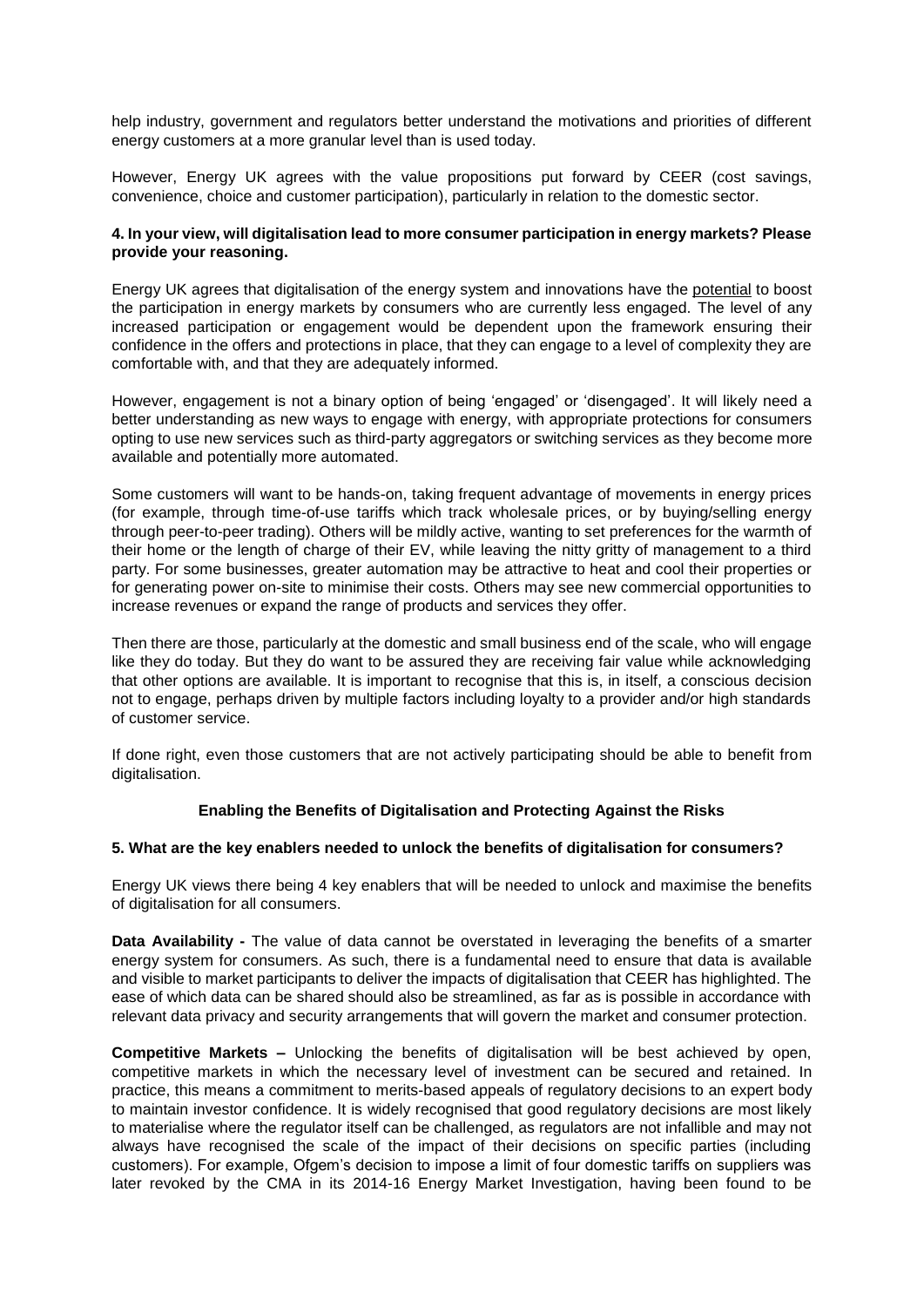help industry, government and regulators better understand the motivations and priorities of different energy customers at a more granular level than is used today.

However, Energy UK agrees with the value propositions put forward by CEER (cost savings, convenience, choice and customer participation), particularly in relation to the domestic sector.

**4. In your view, will digitalisation lead to more consumer participation in energy markets? Please provide your reasoning.**

Energy UK agrees that digitalisation of the energy system and innovations have the potential to boost the participation in energy markets by consumers who are currently less engaged. The level of any increased participation or engagement would be dependent upon the framework ensuring their confidence in the offers and protections in place, that they can engage to a level of complexity they are comfortable with, and that they are adequately informed.

However, engagement is not a binary option of being 'engaged' or 'disengaged'. It will likely need a better understanding as new ways to engage with energy, with appropriate protections for consumers opting to use new services such as third-party aggregators or switching services as they become more available and potentially more automated.

Some customers will want to be hands-on, taking frequent advantage of movements in energy prices (for example, through time-of-use tariffs which track wholesale prices, or by buying/selling energy through peer-to-peer trading). Others will be mildly active, wanting to set preferences for the warmth of their home or the length of charge of their EV, while leaving the nitty gritty of management to a third party. For some businesses, greater automation may be attractive to heat and cool their properties or for generating power on-site to minimise their costs. Others may see new commercial opportunities to increase revenues or expand the range of products and services they offer.

Then there are those, particularly at the domestic and small business end of the scale, who will engage like they do today. But they do want to be assured they are receiving fair value while acknowledging that other options are available. It is important to recognise that this is, in itself, a conscious decision not to engage, perhaps driven by multiple factors including loyalty to a provider and/or high standards of customer service.

If done right, even those customers that are not actively participating should be able to benefit from digitalisation.

### Enabling the Benefits of Digitalisation and Protecting Against the Risks

**5. What are the key enablers needed to unlock the benefits of digitalisation for consumers?**

Energy UK views there being 4 key enablers that will be needed to unlock and maximise the benefits of digitalisation for all consumers.

**Data Availability -** The value of data cannot be overstated in leveraging the benefits of a smarter energy system for consumers. As such, there is a fundamental need to ensure that data is available and visible to market participants to deliver the impacts of digitalisation that CEER has highlighted. The ease of which data can be shared should also be streamlined, as far as is possible in accordance with relevant data privacy and security arrangements that will govern the market and consumer protection.

**Competitive Markets –** Unlocking the benefits of digitalisation will be best achieved by open, competitive markets in which the necessary level of investment can be secured and retained. In practice, this means a commitment to merits-based appeals of regulatory decisions to an expert body to maintain investor confidence. It is widely recognised that good regulatory decisions are most likely to materialise where the regulator itself can be challenged, as regulators are not infallible and may not always have recognised the scale of the impact of their decisions on specific parties (including customers). For example, Ofgem's decision to impose a limit of four domestic tariffs on suppliers was later revoked by the CMA in its 2014-16 Energy Market Investigation, having been found to be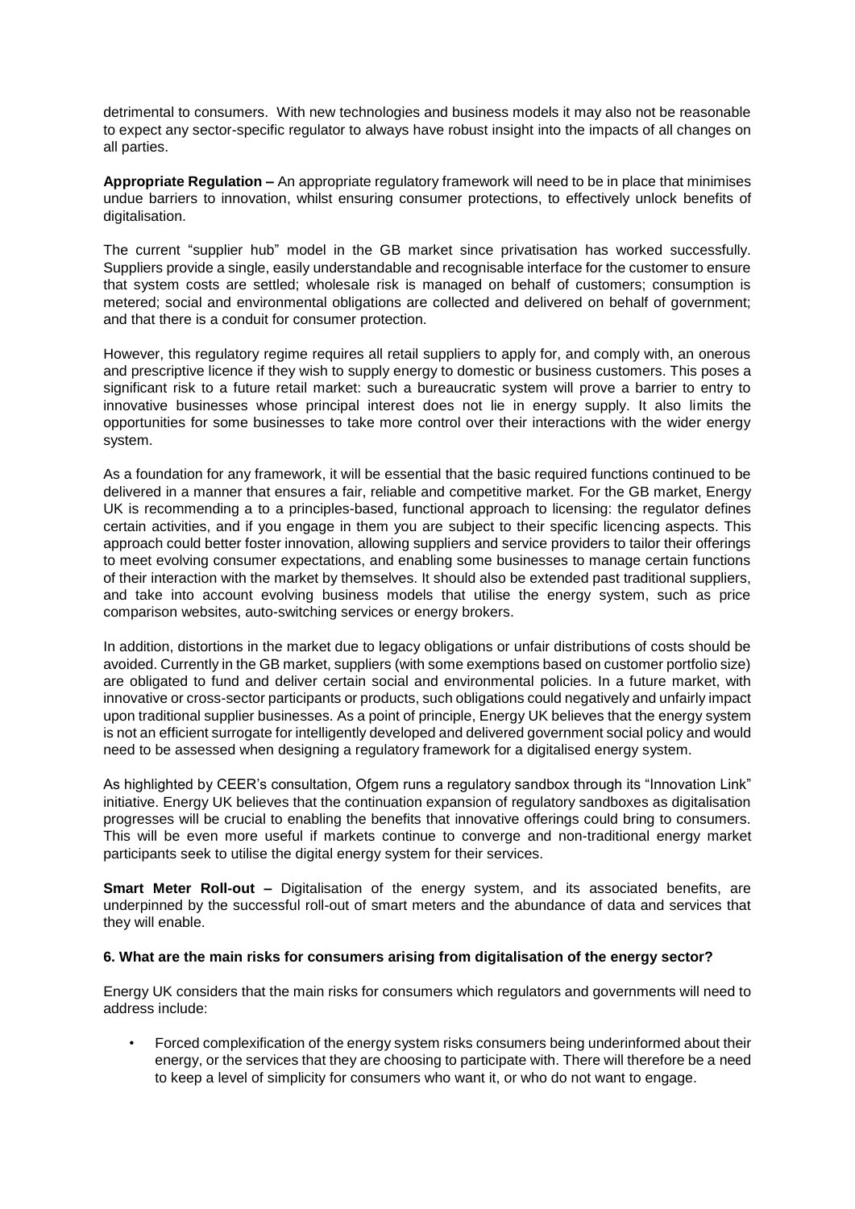detrimental to consumers. With new technologies and business models it may also not be reasonable to expect any sector-specific regulator to always have robust insight into the impacts of all changes on all parties.

**Appropriate Regulation –** An appropriate regulatory framework will need to be in place that minimises undue barriers to innovation, whilst ensuring consumer protections, to effectively unlock benefits of digitalisation.

The current "supplier hub" model in the GB market since privatisation has worked successfully. Suppliers provide a single, easily understandable and recognisable interface for the customer to ensure that system costs are settled; wholesale risk is managed on behalf of customers; consumption is metered; social and environmental obligations are collected and delivered on behalf of government; and that there is a conduit for consumer protection.

However, this regulatory regime requires all retail suppliers to apply for, and comply with, an onerous and prescriptive licence if they wish to supply energy to domestic or business customers. This poses a significant risk to a future retail market: such a bureaucratic system will prove a barrier to entry to innovative businesses whose principal interest does not lie in energy supply. It also limits the opportunities for some businesses to take more control over their interactions with the wider energy system.

As a foundation for any framework, it will be essential that the basic required functions continued to be delivered in a manner that ensures a fair, reliable and competitive market. For the GB market, Energy UK is recommending a to a principles-based, functional approach to licensing: the regulator defines certain activities, and if you engage in them you are subject to their specific licencing aspects. This approach could better foster innovation, allowing suppliers and service providers to tailor their offerings to meet evolving consumer expectations, and enabling some businesses to manage certain functions of their interaction with the market by themselves. It should also be extended past traditional suppliers, and take into account evolving business models that utilise the energy system, such as price comparison websites, auto-switching services or energy brokers.

In addition, distortions in the market due to legacy obligations or unfair distributions of costs should be avoided. Currently in the GB market, suppliers (with some exemptions based on customer portfolio size) are obligated to fund and deliver certain social and environmental policies. In a future market, with innovative or cross-sector participants or products, such obligations could negatively and unfairly impact upon traditional supplier businesses. As a point of principle, Energy UK believes that the energy system is not an efficient surrogate for intelligently developed and delivered government social policy and would need to be assessed when designing a regulatory framework for a digitalised energy system.

As highlighted by CEER's consultation, Ofgem runs a regulatory sandbox through its "Innovation Link" initiative. Energy UK believes that the continuation expansion of regulatory sandboxes as digitalisation progresses will be crucial to enabling the benefits that innovative offerings could bring to consumers. This will be even more useful if markets continue to converge and non-traditional energy market participants seek to utilise the digital energy system for their services.

**Smart Meter Roll-out –** Digitalisation of the energy system, and its associated benefits, are underpinned by the successful roll-out of smart meters and the abundance of data and services that they will enable.

**6. What are the main risks for consumers arising from digitalisation of the energy sector?**

Energy UK considers that the main risks for consumers which regulators and governments will need to address include:

- Forced complexification of the energy system risks consumers being underinformed about their energy, or the services that they are choosing to participate with. There will therefore be a need to keep a level of simplicity for consumers who want it, or who do not want to engage.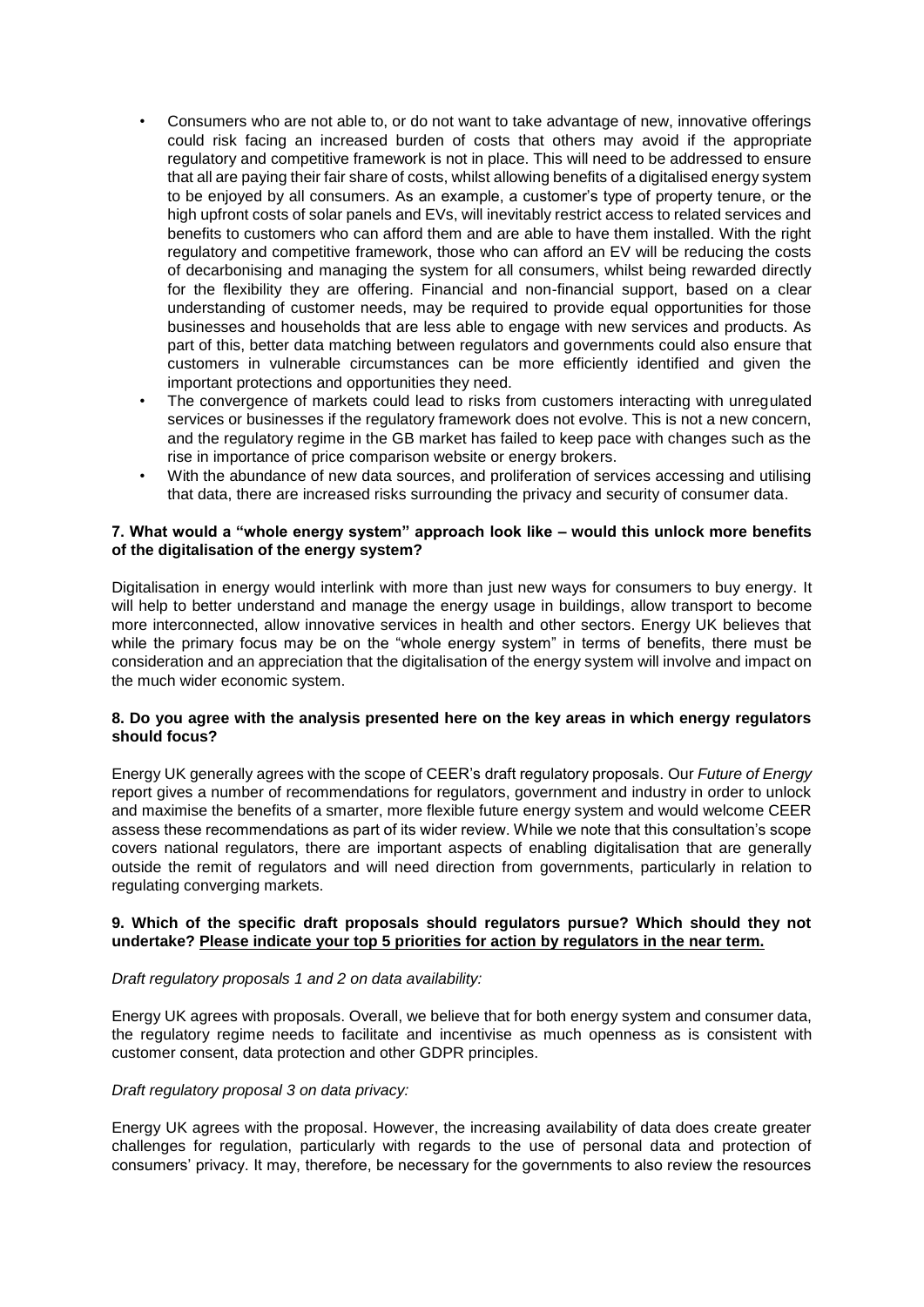- Consumers who are not able to, or do not want to take advantage of new, innovative offerings could risk facing an increased burden of costs that others may avoid if the appropriate regulatory and competitive framework is not in place. This will need to be addressed to ensure that all are paying their fair share of costs, whilst allowing benefits of a digitalised energy system to be enjoyed by all consumers. As an example, a customer's type of property tenure, or the high upfront costs of solar panels and EVs, will inevitably restrict access to related services and benefits to customers who can afford them and are able to have them installed. With the right regulatory and competitive framework, those who can afford an EV will be reducing the costs of decarbonising and managing the system for all consumers, whilst being rewarded directly for the flexibility they are offering. Financial and non-financial support, based on a clear understanding of customer needs, may be required to provide equal opportunities for those businesses and households that are less able to engage with new services and products. As part of this, better data matching between regulators and governments could also ensure that customers in vulnerable circumstances can be more efficiently identified and given the important protections and opportunities they need.
- The convergence of markets could lead to risks from customers interacting with unregulated services or businesses if the regulatory framework does not evolve. This is not a new concern, and the regulatory regime in the GB market has failed to keep pace with changes such as the rise in importance of price comparison website or energy brokers.
- With the abundance of new data sources, and proliferation of services accessing and utilising that data, there are increased risks surrounding the privacy and security of consumer data.

**7. What would a "whole energy system" approach look like – would this unlock more benefits of the digitalisation of the energy system?**

Digitalisation in energy would interlink with more than just new ways for consumers to buy energy. It will help to better understand and manage the energy usage in buildings, allow transport to become more interconnected, allow innovative services in health and other sectors. Energy UK believes that while the primary focus may be on the "whole energy system" in terms of benefits, there must be consideration and an appreciation that the digitalisation of the energy system will involve and impact on the much wider economic system.

**8. Do you agree with the analysis presented here on the key areas in which energy regulators should focus?**

Energy UK generally agrees with the scope of CEER's draft regulatory proposals. Our *Future of Energy* report gives a number of recommendations for regulators, government and industry in order to unlock and maximise the benefits of a smarter, more flexible future energy system and would welcome CEER assess these recommendations as part of its wider review. While we note that this consultation's scope covers national regulators, there are important aspects of enabling digitalisation that are generally outside the remit of regulators and will need direction from governments, particularly in relation to regulating converging markets.

**9. Which of the specific draft proposals should regulators pursue? Which should they not undertake? <u>Please indicate your top 5 priorities for action by regulators in the near term.</u>**

*Draft regulatory proposals 1 and 2 on data availability:*

Energy UK agrees with proposals. Overall, we believe that for both energy system and consumer data, the regulatory regime needs to facilitate and incentivise as much openness as is consistent with customer consent, data protection and other GDPR principles.

*Draft regulatory proposal 3 on data privacy:*

Energy UK agrees with the proposal. However, the increasing availability of data does create greater challenges for regulation, particularly with regards to the use of personal data and protection of consumers' privacy. It may, therefore, be necessary for the governments to also review the resources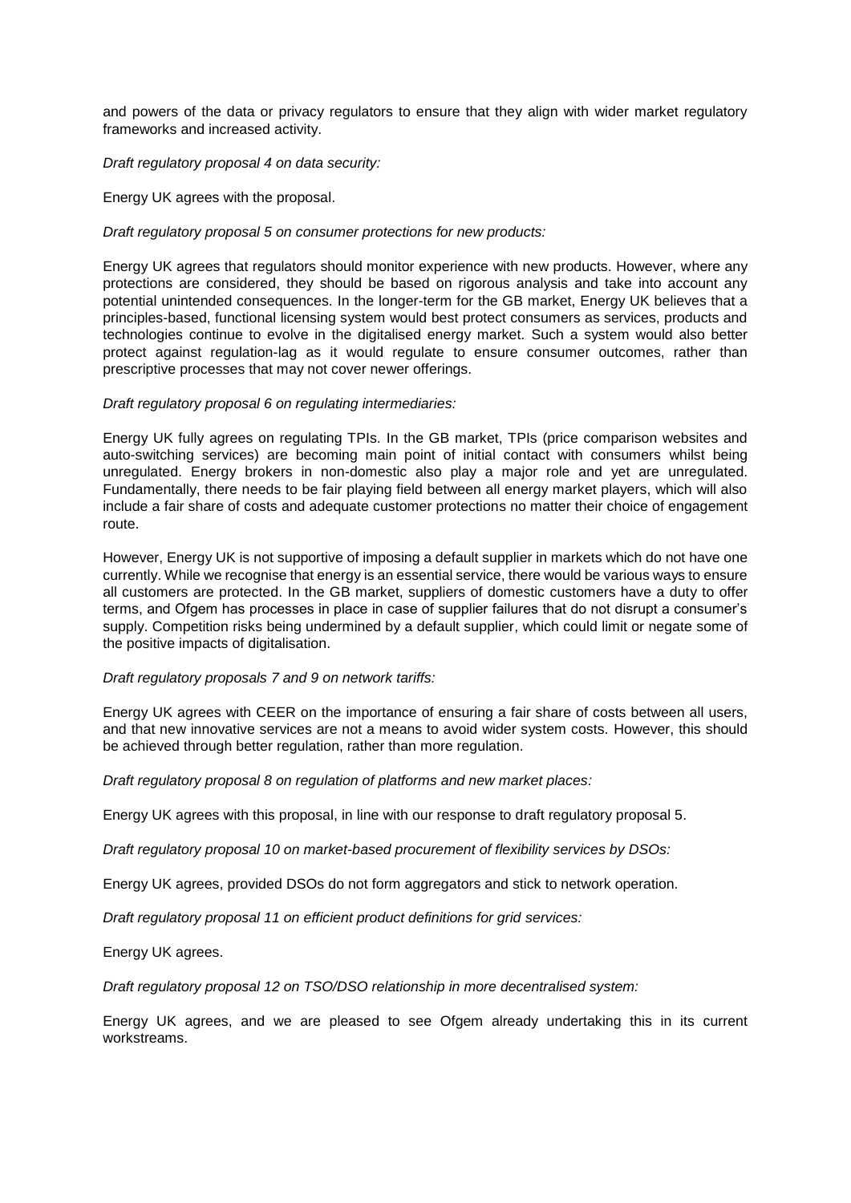and powers of the data or privacy regulators to ensure that they align with wider market regulatory frameworks and increased activity.

*Draft regulatory proposal 4 on data security:*

Energy UK agrees with the proposal.

*Draft regulatory proposal 5 on consumer protections for new products:*

Energy UK agrees that regulators should monitor experience with new products. However, where any protections are considered, they should be based on rigorous analysis and take into account any potential unintended consequences. In the longer-term for the GB market, Energy UK believes that a principles-based, functional licensing system would best protect consumers as services, products and technologies continue to evolve in the digitalised energy market. Such a system would also better protect against regulation-lag as it would regulate to ensure consumer outcomes, rather than prescriptive processes that may not cover newer offerings.

*Draft regulatory proposal 6 on regulating intermediaries:*

Energy UK fully agrees on regulating TPIs. In the GB market, TPIs (price comparison websites and auto-switching services) are becoming main point of initial contact with consumers whilst being unregulated. Energy brokers in non-domestic also play a major role and yet are unregulated. Fundamentally, there needs to be fair playing field between all energy market players, which will also include a fair share of costs and adequate customer protections no matter their choice of engagement route.

However, Energy UK is not supportive of imposing a default supplier in markets which do not have one currently. While we recognise that energy is an essential service, there would be various ways to ensure all customers are protected. In the GB market, suppliers of domestic customers have a duty to offer terms, and Ofgem has processes in place in case of supplier failures that do not disrupt a consumer's supply. Competition risks being undermined by a default supplier, which could limit or negate some of the positive impacts of digitalisation.

*Draft regulatory proposals 7 and 9 on network tariffs:*

Energy UK agrees with CEER on the importance of ensuring a fair share of costs between all users, and that new innovative services are not a means to avoid wider system costs. However, this should be achieved through better regulation, rather than more regulation.

*Draft regulatory proposal 8 on regulation of platforms and new market places:*

Energy UK agrees with this proposal, in line with our response to draft regulatory proposal 5.

*Draft regulatory proposal 10 on market-based procurement of flexibility services by DSOs:*

Energy UK agrees, provided DSOs do not form aggregators and stick to network operation.

*Draft regulatory proposal 11 on efficient product definitions for grid services:*

Energy UK agrees.

*Draft regulatory proposal 12 on TSO/DSO relationship in more decentralised system:*

Energy UK agrees, and we are pleased to see Ofgem already undertaking this in its current workstreams.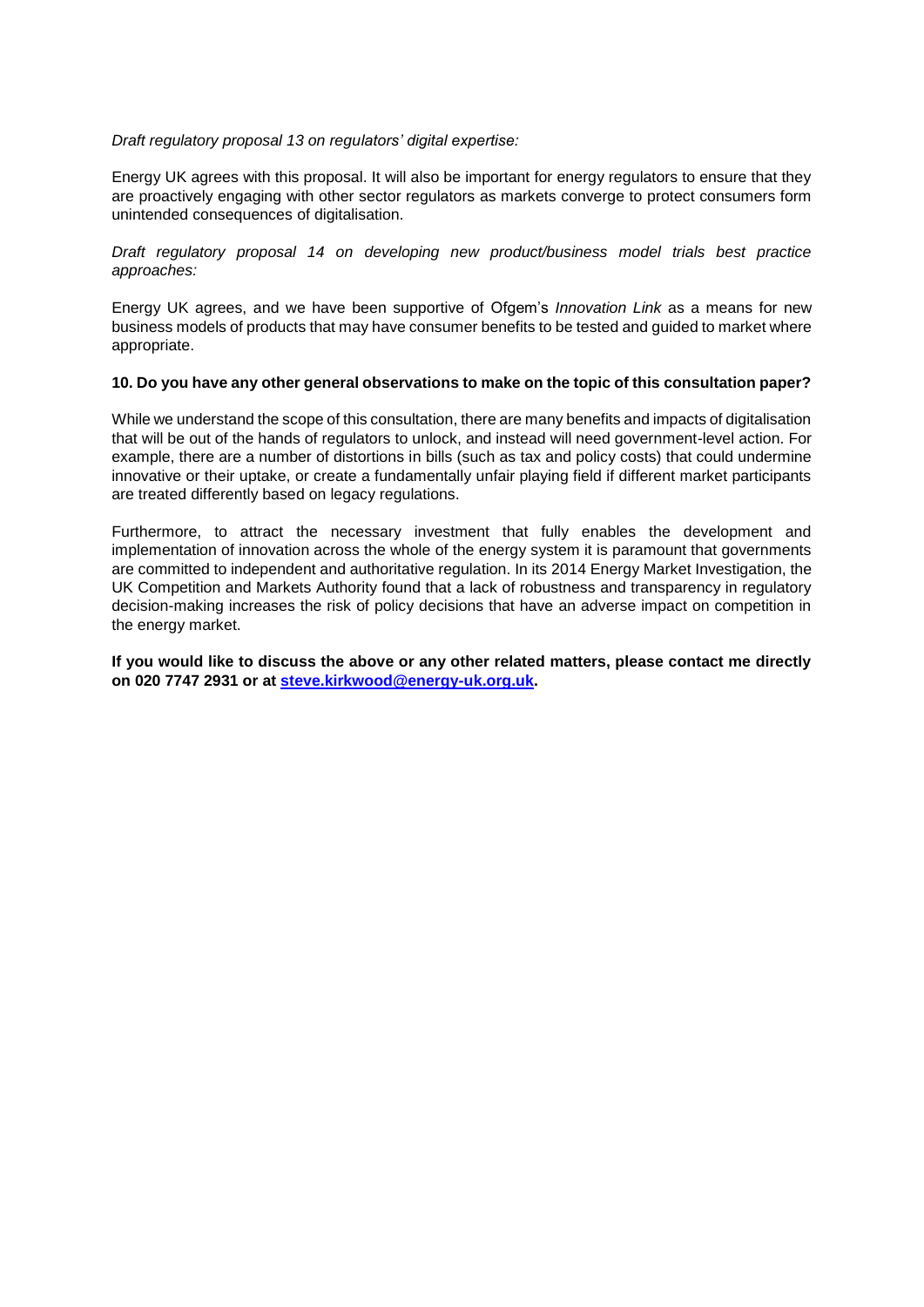*Draft regulatory proposal 13 on regulators' digital expertise:*

Energy UK agrees with this proposal. It will also be important for energy regulators to ensure that they are proactively engaging with other sector regulators as markets converge to protect consumers form unintended consequences of digitalisation.

*Draft regulatory proposal 14 on developing new product/business model trials best practice approaches:*

Energy UK agrees, and we have been supportive of Ofgem's *Innovation Link* as a means for new business models of products that may have consumer benefits to be tested and guided to market where appropriate.

**10. Do you have any other general observations to make on the topic of this consultation paper?**

While we understand the scope of this consultation, there are many benefits and impacts of digitalisation that will be out of the hands of regulators to unlock, and instead will need government-level action. For example, there are a number of distortions in bills (such as tax and policy costs) that could undermine innovative or their uptake, or create a fundamentally unfair playing field if different market participants are treated differently based on legacy regulations.

Furthermore, to attract the necessary investment that fully enables the development and implementation of innovation across the whole of the energy system it is paramount that governments are committed to independent and authoritative regulation. In its 2014 Energy Market Investigation, the UK Competition and Markets Authority found that a lack of robustness and transparency in regulatory decision-making increases the risk of policy decisions that have an adverse impact on competition in the energy market.

**If you would like to discuss the above or any other related matters, please contact me directly on 020 7747 2931 or at [steve.kirkwood@energy-uk.org.uk](mailto:steve.kirkwood@energy-uk.org.uk).**